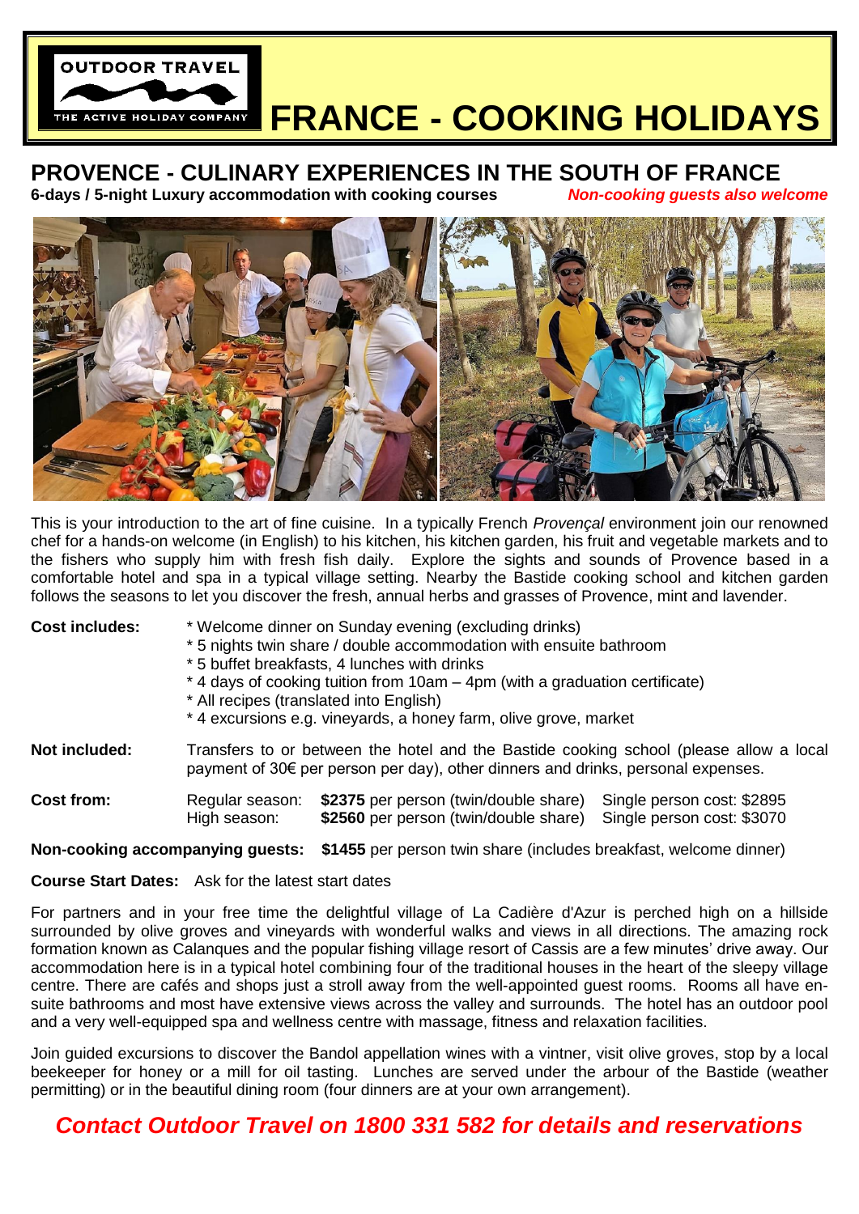OUTDOOR TRAVEL
THE ACTIVE HOLIDAY COMPANY

# FRANCE - COOKING HOLIDAYS

## PROVENCE - CULINARY EXPERIENCES IN THE SOUTH OF FRANCE

**6-days / 5-night Luxury accommodation with cooking courses** ***Non-cooking guests also welcome***

This is your introduction to the art of fine cuisine. In a typically French *Provençal* environment join our renowned chef for a hands-on welcome (in English) to his kitchen, his kitchen garden, his fruit and vegetable markets and to the fishers who supply him with fresh fish daily. Explore the sights and sounds of Provence based in a comfortable hotel and spa in a typical village setting. Nearby the Bastide cooking school and kitchen garden follows the seasons to let you discover the fresh, annual herbs and grasses of Provence, mint and lavender.

**Cost includes:**
* Welcome dinner on Sunday evening (excluding drinks)
* 5 nights twin share / double accommodation with ensuite bathroom
* 5 buffet breakfasts, 4 lunches with drinks
* 4 days of cooking tuition from 10am – 4pm (with a graduation certificate)
* All recipes (translated into English)
* 4 excursions e.g. vineyards, a honey farm, olive grove, market

**Not included:** Transfers to or between the hotel and the Bastide cooking school (please allow a local payment of 30€ per person per day), other dinners and drinks, personal expenses.

**Cost from:**

| | | |
|---|---|---|
| Regular season: | **$2375** per person (twin/double share) | Single person cost: $2895 |
| High season: | **$2560** per person (twin/double share) | Single person cost: $3070 |

**Non-cooking accompanying guests:** **$1455** per person twin share (includes breakfast, welcome dinner)

**Course Start Dates:** Ask for the latest start dates

For partners and in your free time the delightful village of La Cadière d'Azur is perched high on a hillside surrounded by olive groves and vineyards with wonderful walks and views in all directions. The amazing rock formation known as Calanques and the popular fishing village resort of Cassis are a few minutes' drive away. Our accommodation here is in a typical hotel combining four of the traditional houses in the heart of the sleepy village centre. There are cafés and shops just a stroll away from the well-appointed guest rooms. Rooms all have en-suite bathrooms and most have extensive views across the valley and surrounds. The hotel has an outdoor pool and a very well-equipped spa and wellness centre with massage, fitness and relaxation facilities.

Join guided excursions to discover the Bandol appellation wines with a vintner, visit olive groves, stop by a local beekeeper for honey or a mill for oil tasting. Lunches are served under the arbour of the Bastide (weather permitting) or in the beautiful dining room (four dinners are at your own arrangement).

***Contact Outdoor Travel on 1800 331 582 for details and reservations***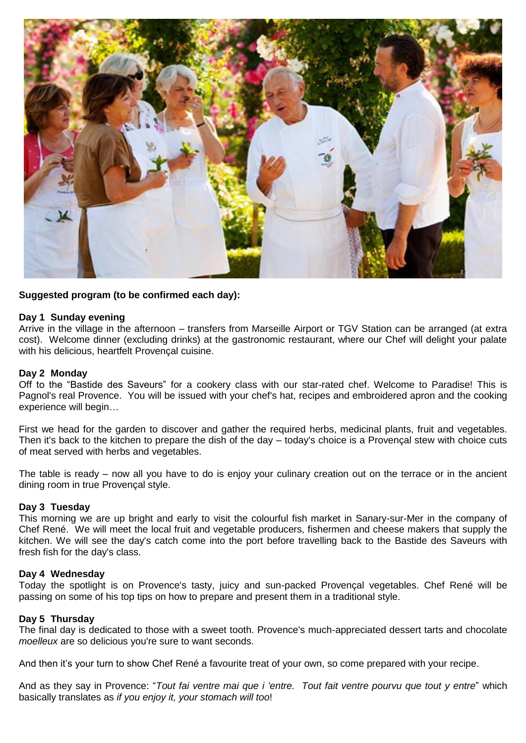**Suggested program (to be confirmed each day):**

**Day 1 Sunday evening**

Arrive in the village in the afternoon – transfers from Marseille Airport or TGV Station can be arranged (at extra cost). Welcome dinner (excluding drinks) at the gastronomic restaurant, where our Chef will delight your palate with his delicious, heartfelt Provençal cuisine.

**Day 2 Monday**

Off to the "Bastide des Saveurs" for a cookery class with our star-rated chef. Welcome to Paradise! This is Pagnol's real Provence. You will be issued with your chef's hat, recipes and embroidered apron and the cooking experience will begin…

First we head for the garden to discover and gather the required herbs, medicinal plants, fruit and vegetables. Then it's back to the kitchen to prepare the dish of the day – today's choice is a Provençal stew with choice cuts of meat served with herbs and vegetables.

The table is ready – now all you have to do is enjoy your culinary creation out on the terrace or in the ancient dining room in true Provençal style.

**Day 3 Tuesday**

This morning we are up bright and early to visit the colourful fish market in Sanary-sur-Mer in the company of Chef René. We will meet the local fruit and vegetable producers, fishermen and cheese makers that supply the kitchen. We will see the day's catch come into the port before travelling back to the Bastide des Saveurs with fresh fish for the day's class.

**Day 4 Wednesday**

Today the spotlight is on Provence's tasty, juicy and sun-packed Provençal vegetables. Chef René will be passing on some of his top tips on how to prepare and present them in a traditional style.

**Day 5 Thursday**

The final day is dedicated to those with a sweet tooth. Provence's much-appreciated dessert tarts and chocolate *moelleux* are so delicious you're sure to want seconds.

And then it's your turn to show Chef René a favourite treat of your own, so come prepared with your recipe.

And as they say in Provence: "*Tout fai ventre mai que i 'entre. Tout fait ventre pourvu que tout y entre*" which basically translates as *if you enjoy it, your stomach will too*!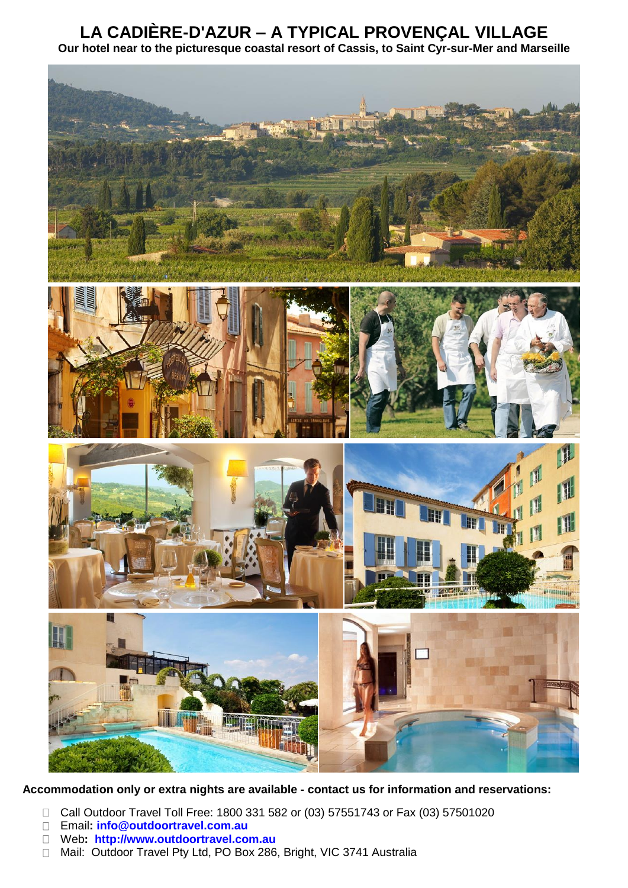# LA CADIÈRE-D'AZUR – A TYPICAL PROVENÇAL VILLAGE

**Our hotel near to the picturesque coastal resort of Cassis, to Saint Cyr-sur-Mer and Marseille**

**Accommodation only or extra nights are available - contact us for information and reservations:**

- Call Outdoor Travel Toll Free: 1800 331 582 or (03) 57551743 or Fax (03) 57501020
- Email**: info@outdoortravel.com.au**
- Web**: http://www.outdoortravel.com.au**
- Mail: Outdoor Travel Pty Ltd, PO Box 286, Bright, VIC 3741 Australia